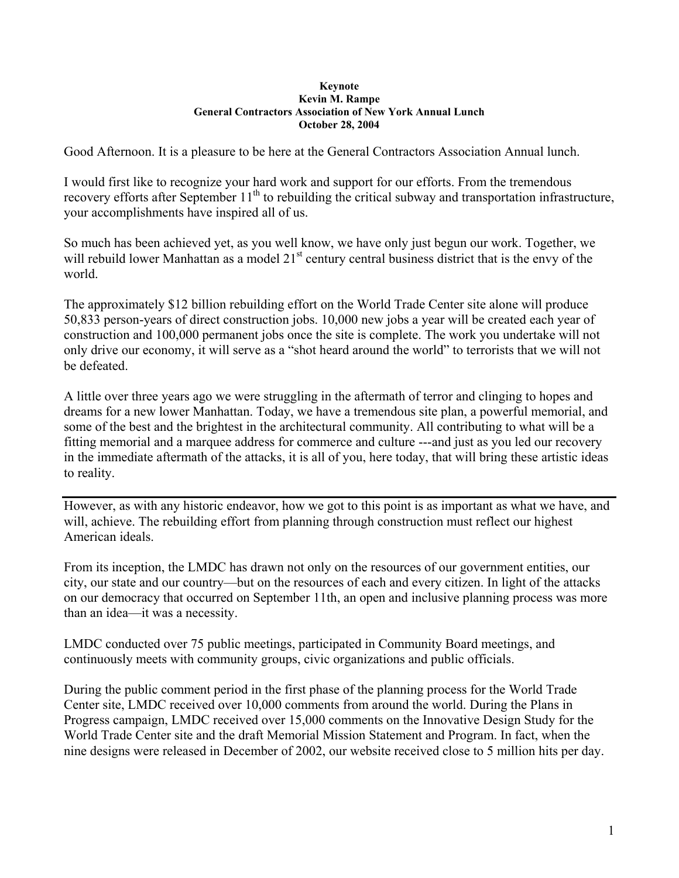**Keynote**
**Kevin M. Rampe**
**General Contractors Association of New York Annual Lunch**
**October 28, 2004**

Good Afternoon. It is a pleasure to be here at the General Contractors Association Annual lunch.

I would first like to recognize your hard work and support for our efforts. From the tremendous recovery efforts after September 11th to rebuilding the critical subway and transportation infrastructure, your accomplishments have inspired all of us.

So much has been achieved yet, as you well know, we have only just begun our work. Together, we will rebuild lower Manhattan as a model 21st century central business district that is the envy of the world.

The approximately $12 billion rebuilding effort on the World Trade Center site alone will produce 50,833 person-years of direct construction jobs. 10,000 new jobs a year will be created each year of construction and 100,000 permanent jobs once the site is complete. The work you undertake will not only drive our economy, it will serve as a "shot heard around the world" to terrorists that we will not be defeated.

A little over three years ago we were struggling in the aftermath of terror and clinging to hopes and dreams for a new lower Manhattan. Today, we have a tremendous site plan, a powerful memorial, and some of the best and the brightest in the architectural community. All contributing to what will be a fitting memorial and a marquee address for commerce and culture ---and just as you led our recovery in the immediate aftermath of the attacks, it is all of you, here today, that will bring these artistic ideas to reality.

---

However, as with any historic endeavor, how we got to this point is as important as what we have, and will, achieve. The rebuilding effort from planning through construction must reflect our highest American ideals.

From its inception, the LMDC has drawn not only on the resources of our government entities, our city, our state and our country—but on the resources of each and every citizen. In light of the attacks on our democracy that occurred on September 11th, an open and inclusive planning process was more than an idea—it was a necessity.

LMDC conducted over 75 public meetings, participated in Community Board meetings, and continuously meets with community groups, civic organizations and public officials.

During the public comment period in the first phase of the planning process for the World Trade Center site, LMDC received over 10,000 comments from around the world. During the Plans in Progress campaign, LMDC received over 15,000 comments on the Innovative Design Study for the World Trade Center site and the draft Memorial Mission Statement and Program. In fact, when the nine designs were released in December of 2002, our website received close to 5 million hits per day.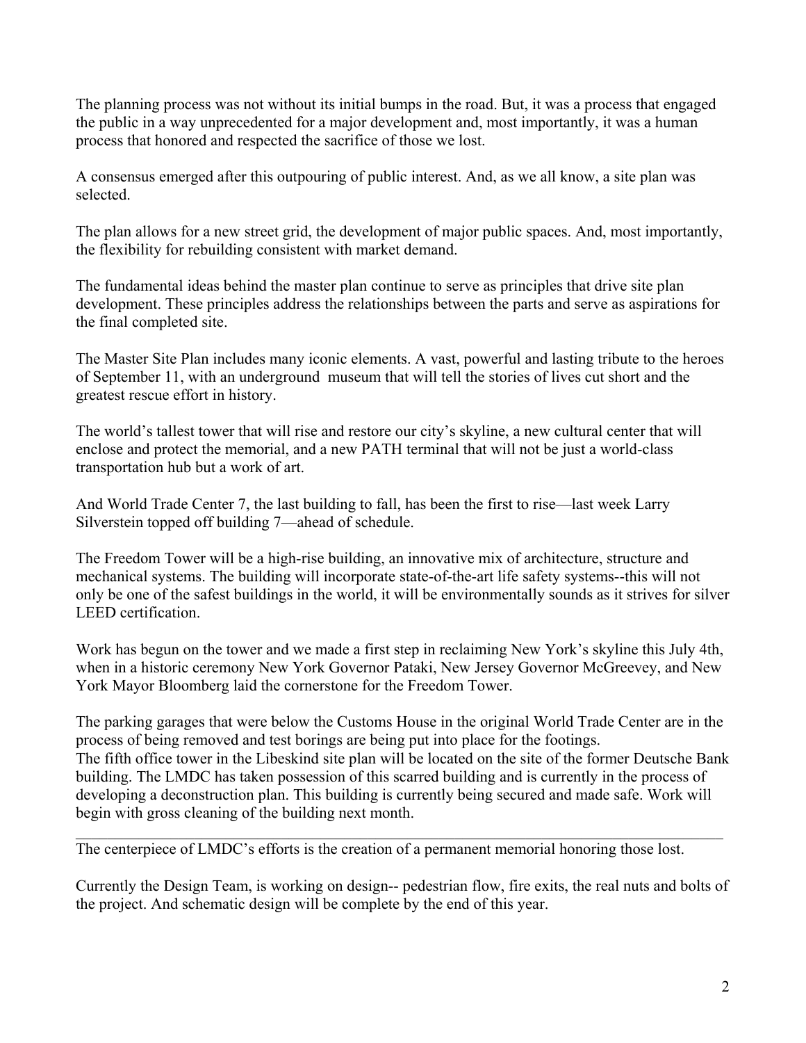The planning process was not without its initial bumps in the road. But, it was a process that engaged the public in a way unprecedented for a major development and, most importantly, it was a human process that honored and respected the sacrifice of those we lost.

A consensus emerged after this outpouring of public interest. And, as we all know, a site plan was selected.

The plan allows for a new street grid, the development of major public spaces. And, most importantly, the flexibility for rebuilding consistent with market demand.

The fundamental ideas behind the master plan continue to serve as principles that drive site plan development. These principles address the relationships between the parts and serve as aspirations for the final completed site.

The Master Site Plan includes many iconic elements. A vast, powerful and lasting tribute to the heroes of September 11, with an underground museum that will tell the stories of lives cut short and the greatest rescue effort in history.

The world's tallest tower that will rise and restore our city's skyline, a new cultural center that will enclose and protect the memorial, and a new PATH terminal that will not be just a world-class transportation hub but a work of art.

And World Trade Center 7, the last building to fall, has been the first to rise—last week Larry Silverstein topped off building 7—ahead of schedule.

The Freedom Tower will be a high-rise building, an innovative mix of architecture, structure and mechanical systems. The building will incorporate state-of-the-art life safety systems--this will not only be one of the safest buildings in the world, it will be environmentally sounds as it strives for silver LEED certification.

Work has begun on the tower and we made a first step in reclaiming New York's skyline this July 4th, when in a historic ceremony New York Governor Pataki, New Jersey Governor McGreevey, and New York Mayor Bloomberg laid the cornerstone for the Freedom Tower.

The parking garages that were below the Customs House in the original World Trade Center are in the process of being removed and test borings are being put into place for the footings.
The fifth office tower in the Libeskind site plan will be located on the site of the former Deutsche Bank building. The LMDC has taken possession of this scarred building and is currently in the process of developing a deconstruction plan. This building is currently being secured and made safe. Work will begin with gross cleaning of the building next month.

---

The centerpiece of LMDC's efforts is the creation of a permanent memorial honoring those lost.

Currently the Design Team, is working on design-- pedestrian flow, fire exits, the real nuts and bolts of the project. And schematic design will be complete by the end of this year.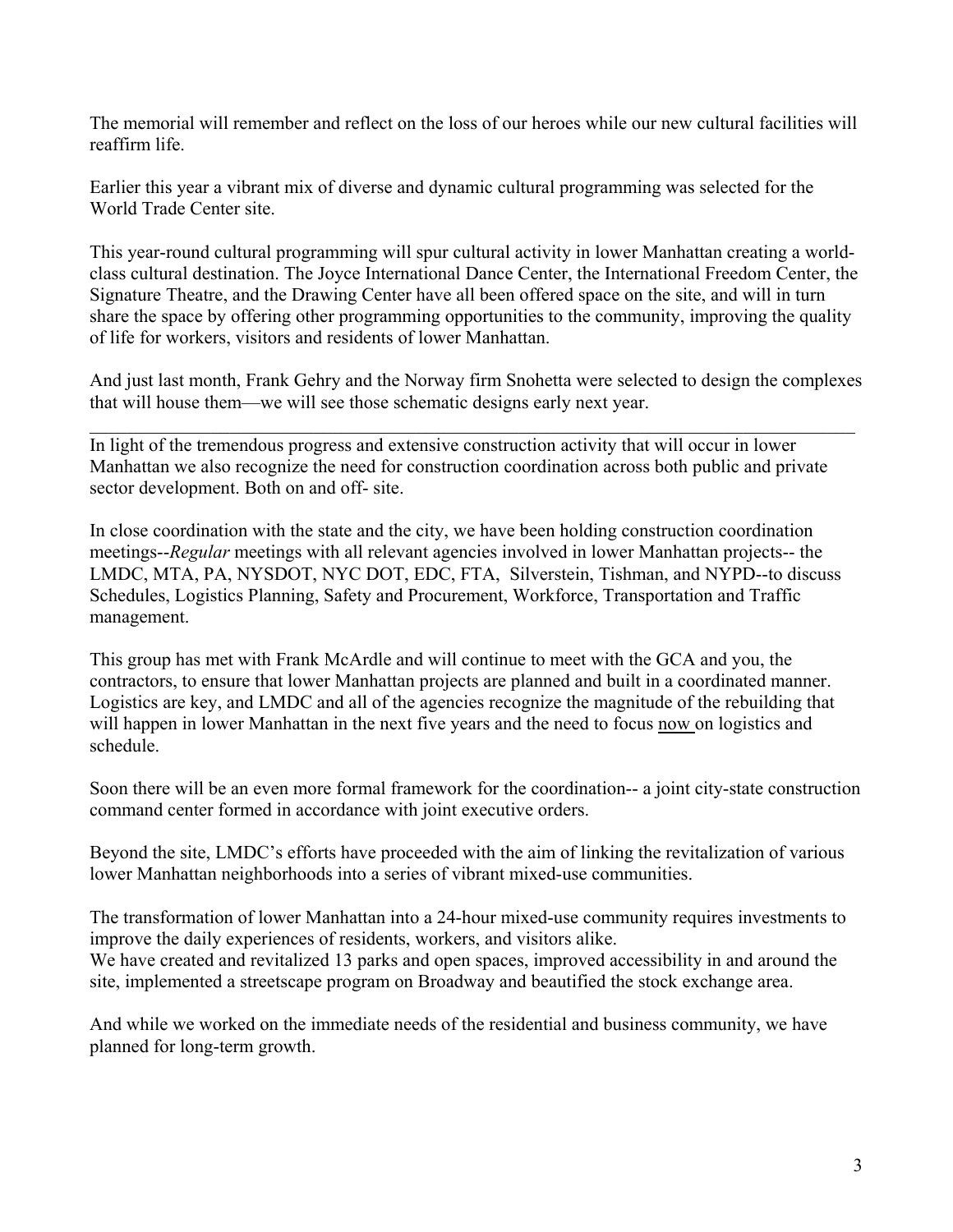The memorial will remember and reflect on the loss of our heroes while our new cultural facilities will reaffirm life.

Earlier this year a vibrant mix of diverse and dynamic cultural programming was selected for the World Trade Center site.

This year-round cultural programming will spur cultural activity in lower Manhattan creating a world-class cultural destination. The Joyce International Dance Center, the International Freedom Center, the Signature Theatre, and the Drawing Center have all been offered space on the site, and will in turn share the space by offering other programming opportunities to the community, improving the quality of life for workers, visitors and residents of lower Manhattan.

And just last month, Frank Gehry and the Norway firm Snohetta were selected to design the complexes that will house them—we will see those schematic designs early next year.

---

In light of the tremendous progress and extensive construction activity that will occur in lower Manhattan we also recognize the need for construction coordination across both public and private sector development. Both on and off- site.

In close coordination with the state and the city, we have been holding construction coordination meetings--*Regular* meetings with all relevant agencies involved in lower Manhattan projects-- the LMDC, MTA, PA, NYSDOT, NYC DOT, EDC, FTA, Silverstein, Tishman, and NYPD--to discuss Schedules, Logistics Planning, Safety and Procurement, Workforce, Transportation and Traffic management.

This group has met with Frank McArdle and will continue to meet with the GCA and you, the contractors, to ensure that lower Manhattan projects are planned and built in a coordinated manner. Logistics are key, and LMDC and all of the agencies recognize the magnitude of the rebuilding that will happen in lower Manhattan in the next five years and the need to focus <u>now</u> on logistics and schedule.

Soon there will be an even more formal framework for the coordination-- a joint city-state construction command center formed in accordance with joint executive orders.

Beyond the site, LMDC's efforts have proceeded with the aim of linking the revitalization of various lower Manhattan neighborhoods into a series of vibrant mixed-use communities.

The transformation of lower Manhattan into a 24-hour mixed-use community requires investments to improve the daily experiences of residents, workers, and visitors alike.
We have created and revitalized 13 parks and open spaces, improved accessibility in and around the site, implemented a streetscape program on Broadway and beautified the stock exchange area.

And while we worked on the immediate needs of the residential and business community, we have planned for long-term growth.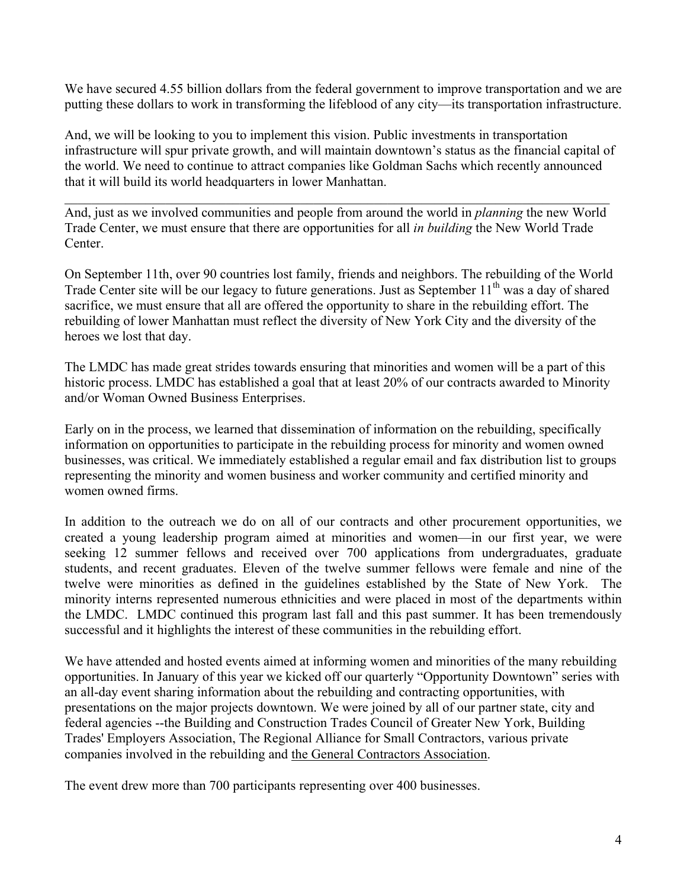We have secured 4.55 billion dollars from the federal government to improve transportation and we are putting these dollars to work in transforming the lifeblood of any city—its transportation infrastructure.

And, we will be looking to you to implement this vision. Public investments in transportation infrastructure will spur private growth, and will maintain downtown's status as the financial capital of the world. We need to continue to attract companies like Goldman Sachs which recently announced that it will build its world headquarters in lower Manhattan.

---

And, just as we involved communities and people from around the world in *planning* the new World Trade Center, we must ensure that there are opportunities for all *in building* the New World Trade Center.

On September 11th, over 90 countries lost family, friends and neighbors. The rebuilding of the World Trade Center site will be our legacy to future generations. Just as September 11th was a day of shared sacrifice, we must ensure that all are offered the opportunity to share in the rebuilding effort. The rebuilding of lower Manhattan must reflect the diversity of New York City and the diversity of the heroes we lost that day.

The LMDC has made great strides towards ensuring that minorities and women will be a part of this historic process. LMDC has established a goal that at least 20% of our contracts awarded to Minority and/or Woman Owned Business Enterprises.

Early on in the process, we learned that dissemination of information on the rebuilding, specifically information on opportunities to participate in the rebuilding process for minority and women owned businesses, was critical. We immediately established a regular email and fax distribution list to groups representing the minority and women business and worker community and certified minority and women owned firms.

In addition to the outreach we do on all of our contracts and other procurement opportunities, we created a young leadership program aimed at minorities and women—in our first year, we were seeking 12 summer fellows and received over 700 applications from undergraduates, graduate students, and recent graduates. Eleven of the twelve summer fellows were female and nine of the twelve were minorities as defined in the guidelines established by the State of New York. The minority interns represented numerous ethnicities and were placed in most of the departments within the LMDC. LMDC continued this program last fall and this past summer. It has been tremendously successful and it highlights the interest of these communities in the rebuilding effort.

We have attended and hosted events aimed at informing women and minorities of the many rebuilding opportunities. In January of this year we kicked off our quarterly "Opportunity Downtown" series with an all-day event sharing information about the rebuilding and contracting opportunities, with presentations on the major projects downtown. We were joined by all of our partner state, city and federal agencies --the Building and Construction Trades Council of Greater New York, Building Trades' Employers Association, The Regional Alliance for Small Contractors, various private companies involved in the rebuilding and the General Contractors Association.

The event drew more than 700 participants representing over 400 businesses.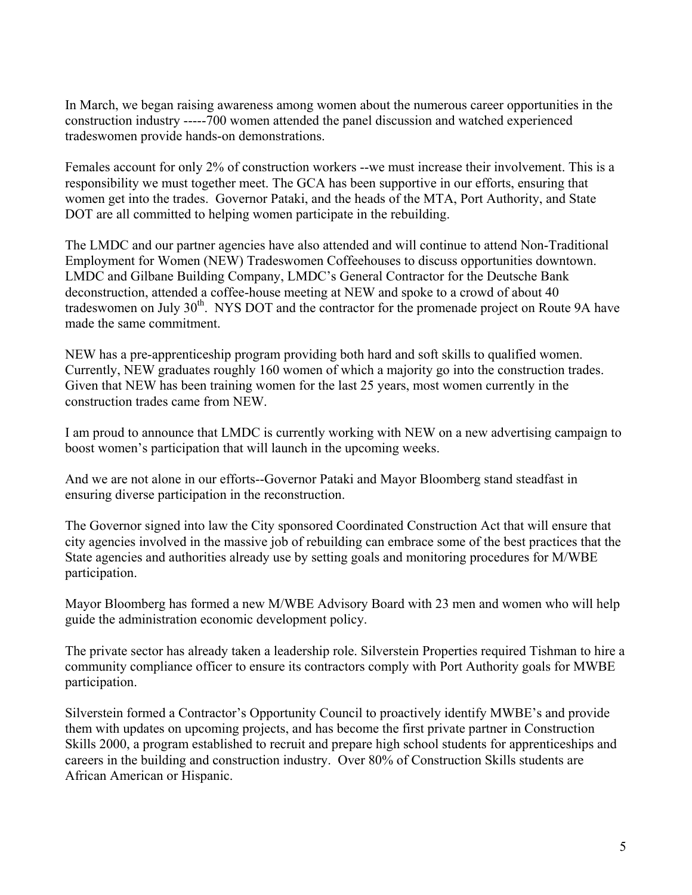In March, we began raising awareness among women about the numerous career opportunities in the construction industry -----700 women attended the panel discussion and watched experienced tradeswomen provide hands-on demonstrations.

Females account for only 2% of construction workers --we must increase their involvement. This is a responsibility we must together meet. The GCA has been supportive in our efforts, ensuring that women get into the trades. Governor Pataki, and the heads of the MTA, Port Authority, and State DOT are all committed to helping women participate in the rebuilding.

The LMDC and our partner agencies have also attended and will continue to attend Non-Traditional Employment for Women (NEW) Tradeswomen Coffeehouses to discuss opportunities downtown. LMDC and Gilbane Building Company, LMDC's General Contractor for the Deutsche Bank deconstruction, attended a coffee-house meeting at NEW and spoke to a crowd of about 40 tradeswomen on July 30th. NYS DOT and the contractor for the promenade project on Route 9A have made the same commitment.

NEW has a pre-apprenticeship program providing both hard and soft skills to qualified women. Currently, NEW graduates roughly 160 women of which a majority go into the construction trades. Given that NEW has been training women for the last 25 years, most women currently in the construction trades came from NEW.

I am proud to announce that LMDC is currently working with NEW on a new advertising campaign to boost women's participation that will launch in the upcoming weeks.

And we are not alone in our efforts--Governor Pataki and Mayor Bloomberg stand steadfast in ensuring diverse participation in the reconstruction.

The Governor signed into law the City sponsored Coordinated Construction Act that will ensure that city agencies involved in the massive job of rebuilding can embrace some of the best practices that the State agencies and authorities already use by setting goals and monitoring procedures for M/WBE participation.

Mayor Bloomberg has formed a new M/WBE Advisory Board with 23 men and women who will help guide the administration economic development policy.

The private sector has already taken a leadership role. Silverstein Properties required Tishman to hire a community compliance officer to ensure its contractors comply with Port Authority goals for MWBE participation.

Silverstein formed a Contractor's Opportunity Council to proactively identify MWBE's and provide them with updates on upcoming projects, and has become the first private partner in Construction Skills 2000, a program established to recruit and prepare high school students for apprenticeships and careers in the building and construction industry. Over 80% of Construction Skills students are African American or Hispanic.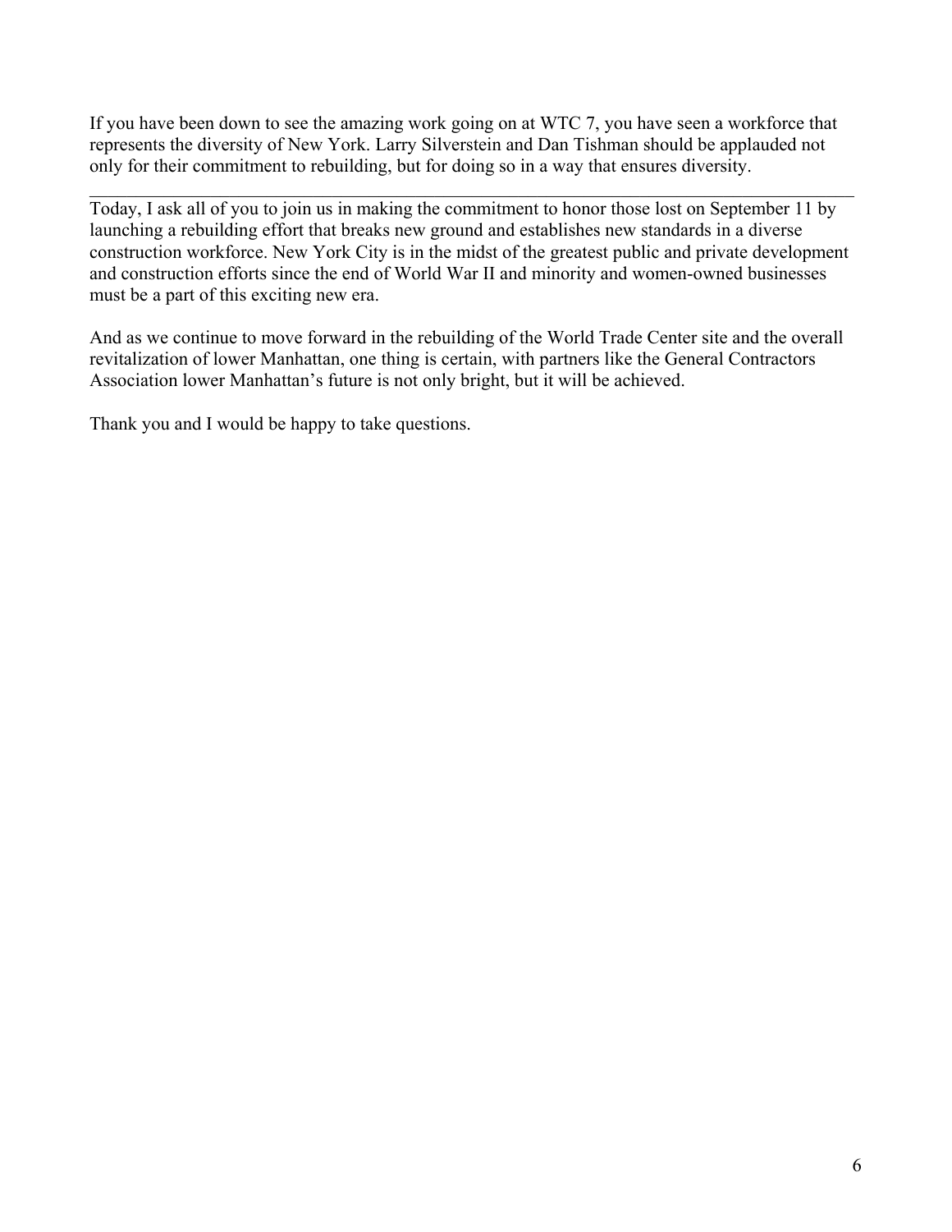If you have been down to see the amazing work going on at WTC 7, you have seen a workforce that represents the diversity of New York. Larry Silverstein and Dan Tishman should be applauded not only for their commitment to rebuilding, but for doing so in a way that ensures diversity.

---

Today, I ask all of you to join us in making the commitment to honor those lost on September 11 by launching a rebuilding effort that breaks new ground and establishes new standards in a diverse construction workforce. New York City is in the midst of the greatest public and private development and construction efforts since the end of World War II and minority and women-owned businesses must be a part of this exciting new era.

And as we continue to move forward in the rebuilding of the World Trade Center site and the overall revitalization of lower Manhattan, one thing is certain, with partners like the General Contractors Association lower Manhattan's future is not only bright, but it will be achieved.

Thank you and I would be happy to take questions.